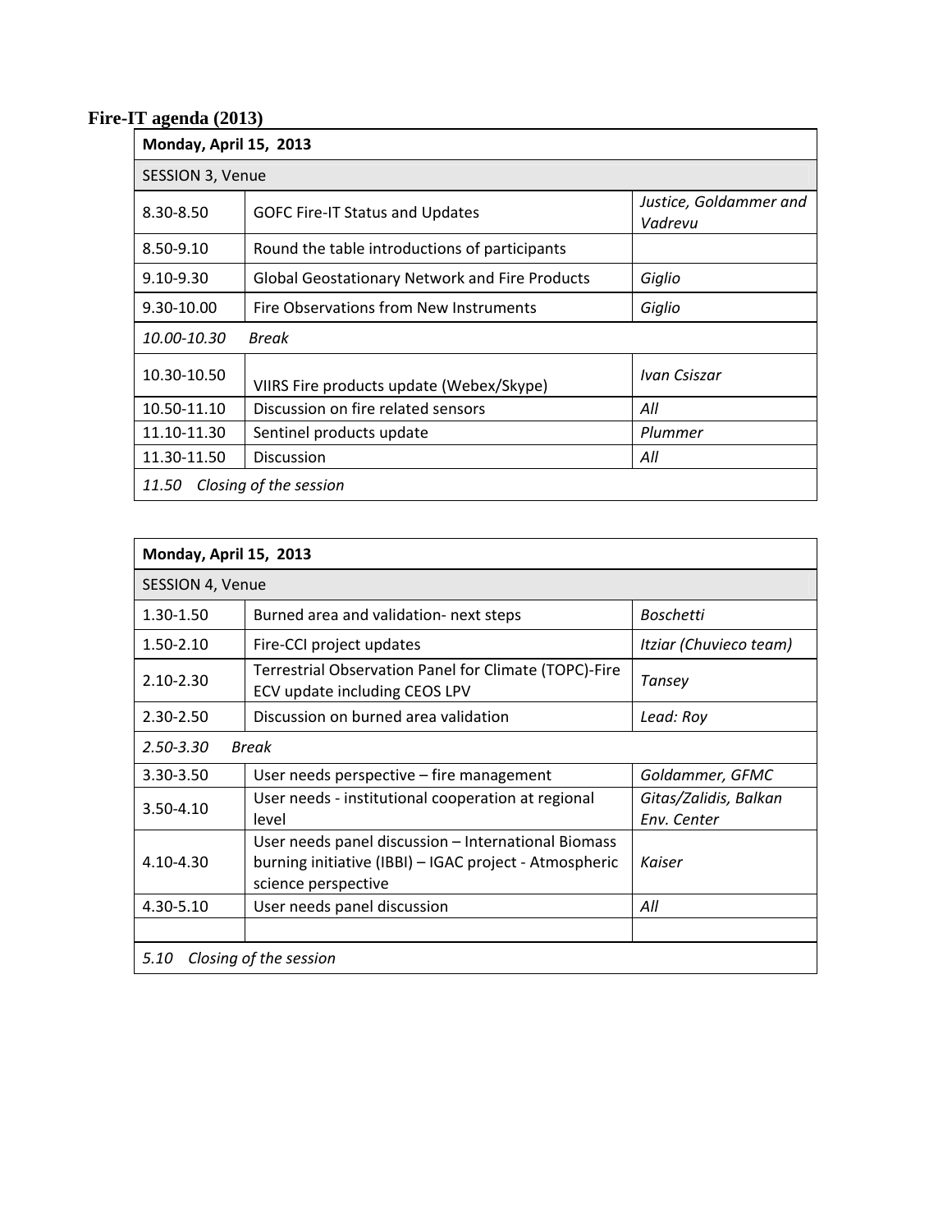# Fire-IT agenda (2013)

| **Monday, April 15, 2013** | | |
|---|---|---|
| SESSION 3, Venue | | |
| 8.30-8.50 | GOFC Fire-IT Status and Updates | *Justice, Goldammer and Vadrevu* |
| 8.50-9.10 | Round the table introductions of participants | |
| 9.10-9.30 | Global Geostationary Network and Fire Products | *Giglio* |
| 9.30-10.00 | Fire Observations from New Instruments | *Giglio* |
| *10.00-10.30 Break* | | |
| 10.30-10.50 | VIIRS Fire products update (Webex/Skype) | *Ivan Csiszar* |
| 10.50-11.10 | Discussion on fire related sensors | *All* |
| 11.10-11.30 | Sentinel products update | *Plummer* |
| 11.30-11.50 | Discussion | *All* |
| *11.50 Closing of the session* | | |

| **Monday, April 15, 2013** | | |
|---|---|---|
| SESSION 4, Venue | | |
| 1.30-1.50 | Burned area and validation- next steps | *Boschetti* |
| 1.50-2.10 | Fire-CCI project updates | *Itziar (Chuvieco team)* |
| 2.10-2.30 | Terrestrial Observation Panel for Climate (TOPC)-Fire ECV update including CEOS LPV | *Tansey* |
| 2.30-2.50 | Discussion on burned area validation | *Lead: Roy* |
| *2.50-3.30 Break* | | |
| 3.30-3.50 | User needs perspective – fire management | *Goldammer, GFMC* |
| 3.50-4.10 | User needs - institutional cooperation at regional level | *Gitas/Zalidis, Balkan Env. Center* |
| 4.10-4.30 | User needs panel discussion – International Biomass burning initiative (IBBI) – IGAC project - Atmospheric science perspective | *Kaiser* |
| 4.30-5.10 | User needs panel discussion | *All* |
| | | |
| *5.10 Closing of the session* | | |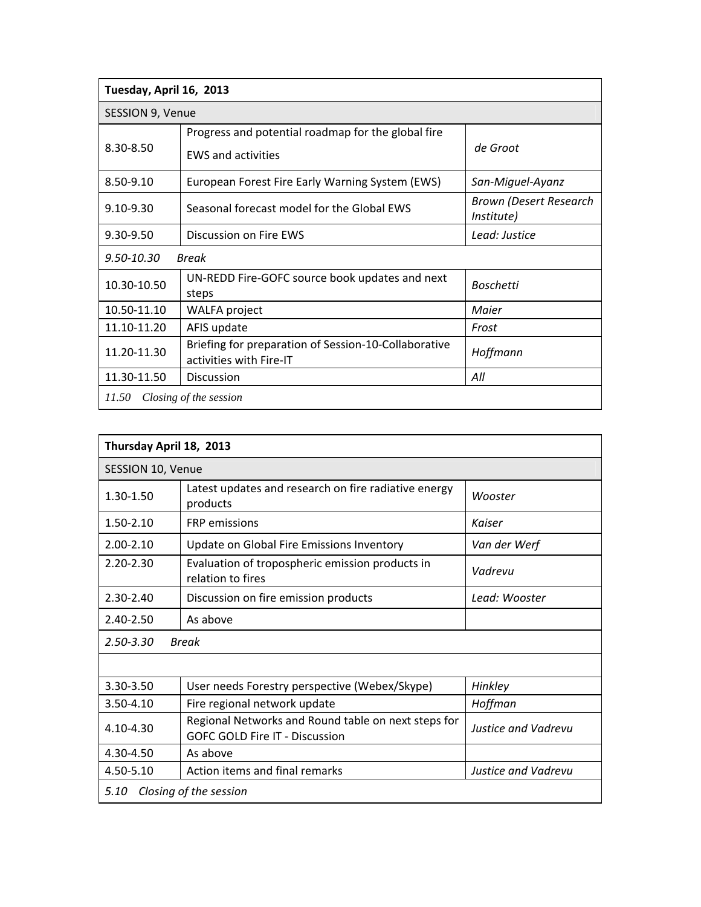| Tuesday, April 16, 2013 | | |
| --- | --- | --- |
| SESSION 9, Venue | | |
| 8.30-8.50 | Progress and potential roadmap for the global fire EWS and activities | *de Groot* |
| 8.50-9.10 | European Forest Fire Early Warning System (EWS) | *San-Miguel-Ayanz* |
| 9.10-9.30 | Seasonal forecast model for the Global EWS | *Brown (Desert Research Institute)* |
| 9.30-9.50 | Discussion on Fire EWS | *Lead: Justice* |
| *9.50-10.30 Break* | | |
| 10.30-10.50 | UN-REDD Fire-GOFC source book updates and next steps | *Boschetti* |
| 10.50-11.10 | WALFA project | *Maier* |
| 11.10-11.20 | AFIS update | *Frost* |
| 11.20-11.30 | Briefing for preparation of Session-10-Collaborative activities with Fire-IT | *Hoffmann* |
| 11.30-11.50 | Discussion | *All* |
| *11.50 Closing of the session* | | |

| Thursday April 18, 2013 | | |
| --- | --- | --- |
| SESSION 10, Venue | | |
| 1.30-1.50 | Latest updates and research on fire radiative energy products | *Wooster* |
| 1.50-2.10 | FRP emissions | *Kaiser* |
| 2.00-2.10 | Update on Global Fire Emissions Inventory | *Van der Werf* |
| 2.20-2.30 | Evaluation of tropospheric emission products in relation to fires | *Vadrevu* |
| 2.30-2.40 | Discussion on fire emission products | *Lead: Wooster* |
| 2.40-2.50 | As above | |
| *2.50-3.30 Break* | | |
| | | |
| 3.30-3.50 | User needs Forestry perspective (Webex/Skype) | *Hinkley* |
| 3.50-4.10 | Fire regional network update | *Hoffman* |
| 4.10-4.30 | Regional Networks and Round table on next steps for GOFC GOLD Fire IT - Discussion | *Justice and Vadrevu* |
| 4.30-4.50 | As above | |
| 4.50-5.10 | Action items and final remarks | *Justice and Vadrevu* |
| *5.10 Closing of the session* | | |